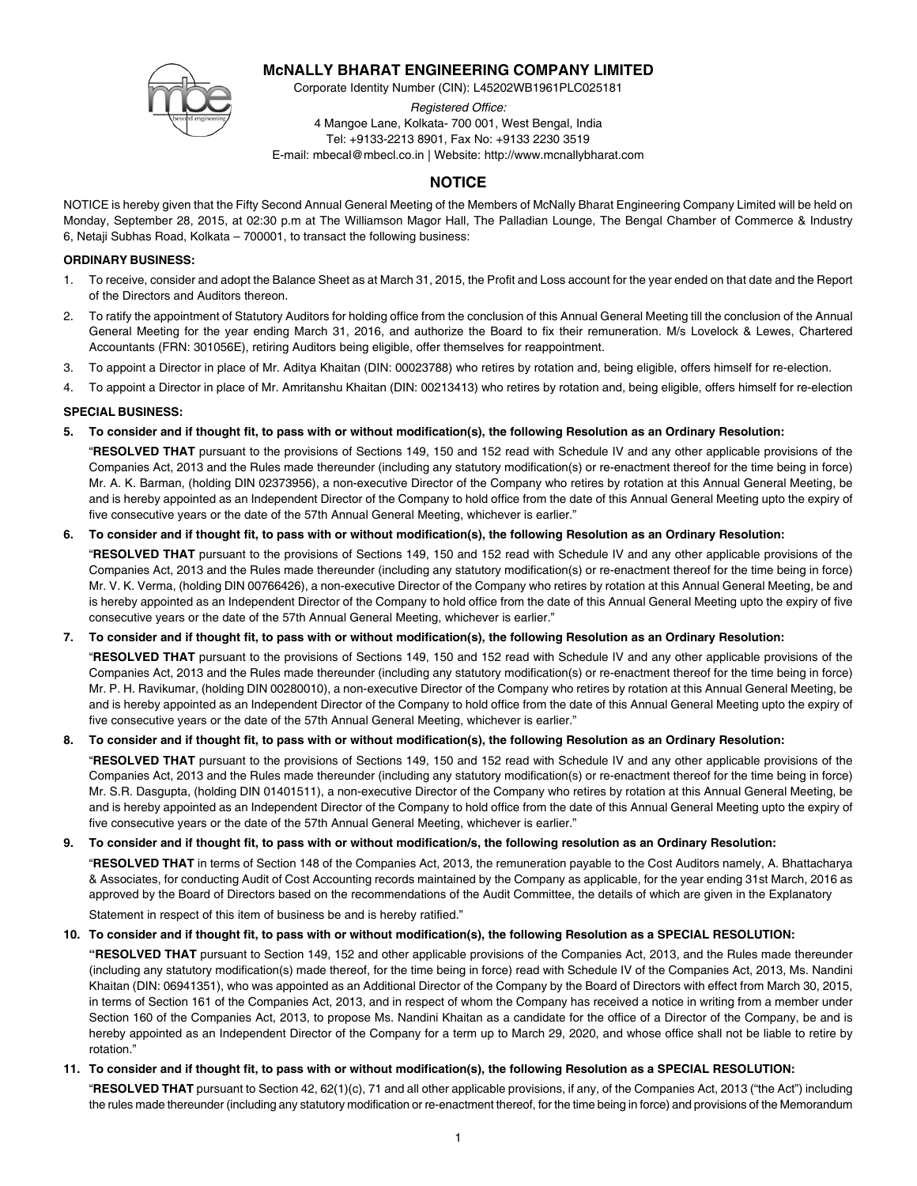# McNALLY BHARAT ENGINEERING COMPANY LIMITED

Corporate Identity Number (CIN): L45202WB1961PLC025181

*Registered Office:*
4 Mangoe Lane, Kolkata- 700 001, West Bengal, India
Tel: +9133-2213 8901, Fax No: +9133 2230 3519
E-mail: mbecal@mbecl.co.in | Website: http://www.mcnallybharat.com

## NOTICE

NOTICE is hereby given that the Fifty Second Annual General Meeting of the Members of McNally Bharat Engineering Company Limited will be held on Monday, September 28, 2015, at 02:30 p.m at The Williamson Magor Hall, The Palladian Lounge, The Bengal Chamber of Commerce & Industry 6, Netaji Subhas Road, Kolkata – 700001, to transact the following business:

**ORDINARY BUSINESS:**

1. To receive, consider and adopt the Balance Sheet as at March 31, 2015, the Profit and Loss account for the year ended on that date and the Report of the Directors and Auditors thereon.
2. To ratify the appointment of Statutory Auditors for holding office from the conclusion of this Annual General Meeting till the conclusion of the Annual General Meeting for the year ending March 31, 2016, and authorize the Board to fix their remuneration. M/s Lovelock & Lewes, Chartered Accountants (FRN: 301056E), retiring Auditors being eligible, offer themselves for reappointment.
3. To appoint a Director in place of Mr. Aditya Khaitan (DIN: 00023788) who retires by rotation and, being eligible, offers himself for re-election.
4. To appoint a Director in place of Mr. Amritanshu Khaitan (DIN: 00213413) who retires by rotation and, being eligible, offers himself for re-election

**SPECIAL BUSINESS:**

**5. To consider and if thought fit, to pass with or without modification(s), the following Resolution as an Ordinary Resolution:**

"**RESOLVED THAT** pursuant to the provisions of Sections 149, 150 and 152 read with Schedule IV and any other applicable provisions of the Companies Act, 2013 and the Rules made thereunder (including any statutory modification(s) or re-enactment thereof for the time being in force) Mr. A. K. Barman, (holding DIN 02373956), a non-executive Director of the Company who retires by rotation at this Annual General Meeting, be and is hereby appointed as an Independent Director of the Company to hold office from the date of this Annual General Meeting upto the expiry of five consecutive years or the date of the 57th Annual General Meeting, whichever is earlier."

**6. To consider and if thought fit, to pass with or without modification(s), the following Resolution as an Ordinary Resolution:**

"**RESOLVED THAT** pursuant to the provisions of Sections 149, 150 and 152 read with Schedule IV and any other applicable provisions of the Companies Act, 2013 and the Rules made thereunder (including any statutory modification(s) or re-enactment thereof for the time being in force) Mr. V. K. Verma, (holding DIN 00766426), a non-executive Director of the Company who retires by rotation at this Annual General Meeting, be and is hereby appointed as an Independent Director of the Company to hold office from the date of this Annual General Meeting upto the expiry of five consecutive years or the date of the 57th Annual General Meeting, whichever is earlier."

**7. To consider and if thought fit, to pass with or without modification(s), the following Resolution as an Ordinary Resolution:**

"**RESOLVED THAT** pursuant to the provisions of Sections 149, 150 and 152 read with Schedule IV and any other applicable provisions of the Companies Act, 2013 and the Rules made thereunder (including any statutory modification(s) or re-enactment thereof for the time being in force) Mr. P. H. Ravikumar, (holding DIN 00280010), a non-executive Director of the Company who retires by rotation at this Annual General Meeting, be and is hereby appointed as an Independent Director of the Company to hold office from the date of this Annual General Meeting upto the expiry of five consecutive years or the date of the 57th Annual General Meeting, whichever is earlier."

**8. To consider and if thought fit, to pass with or without modification(s), the following Resolution as an Ordinary Resolution:**

"**RESOLVED THAT** pursuant to the provisions of Sections 149, 150 and 152 read with Schedule IV and any other applicable provisions of the Companies Act, 2013 and the Rules made thereunder (including any statutory modification(s) or re-enactment thereof for the time being in force) Mr. S.R. Dasgupta, (holding DIN 01401511), a non-executive Director of the Company who retires by rotation at this Annual General Meeting, be and is hereby appointed as an Independent Director of the Company to hold office from the date of this Annual General Meeting upto the expiry of five consecutive years or the date of the 57th Annual General Meeting, whichever is earlier."

**9. To consider and if thought fit, to pass with or without modification/s, the following resolution as an Ordinary Resolution:**

"**RESOLVED THAT** in terms of Section 148 of the Companies Act, 2013, the remuneration payable to the Cost Auditors namely, A. Bhattacharya & Associates, for conducting Audit of Cost Accounting records maintained by the Company as applicable, for the year ending 31st March, 2016 as approved by the Board of Directors based on the recommendations of the Audit Committee, the details of which are given in the Explanatory Statement in respect of this item of business be and is hereby ratified."

**10. To consider and if thought fit, to pass with or without modification(s), the following Resolution as a SPECIAL RESOLUTION:**

"**RESOLVED THAT** pursuant to Section 149, 152 and other applicable provisions of the Companies Act, 2013, and the Rules made thereunder (including any statutory modification(s) made thereof, for the time being in force) read with Schedule IV of the Companies Act, 2013, Ms. Nandini Khaitan (DIN: 06941351), who was appointed as an Additional Director of the Company by the Board of Directors with effect from March 30, 2015, in terms of Section 161 of the Companies Act, 2013, and in respect of whom the Company has received a notice in writing from a member under Section 160 of the Companies Act, 2013, to propose Ms. Nandini Khaitan as a candidate for the office of a Director of the Company, be and is hereby appointed as an Independent Director of the Company for a term up to March 29, 2020, and whose office shall not be liable to retire by rotation."

**11. To consider and if thought fit, to pass with or without modification(s), the following Resolution as a SPECIAL RESOLUTION:**

"**RESOLVED THAT** pursuant to Section 42, 62(1)(c), 71 and all other applicable provisions, if any, of the Companies Act, 2013 ("the Act") including the rules made thereunder (including any statutory modification or re-enactment thereof, for the time being in force) and provisions of the Memorandum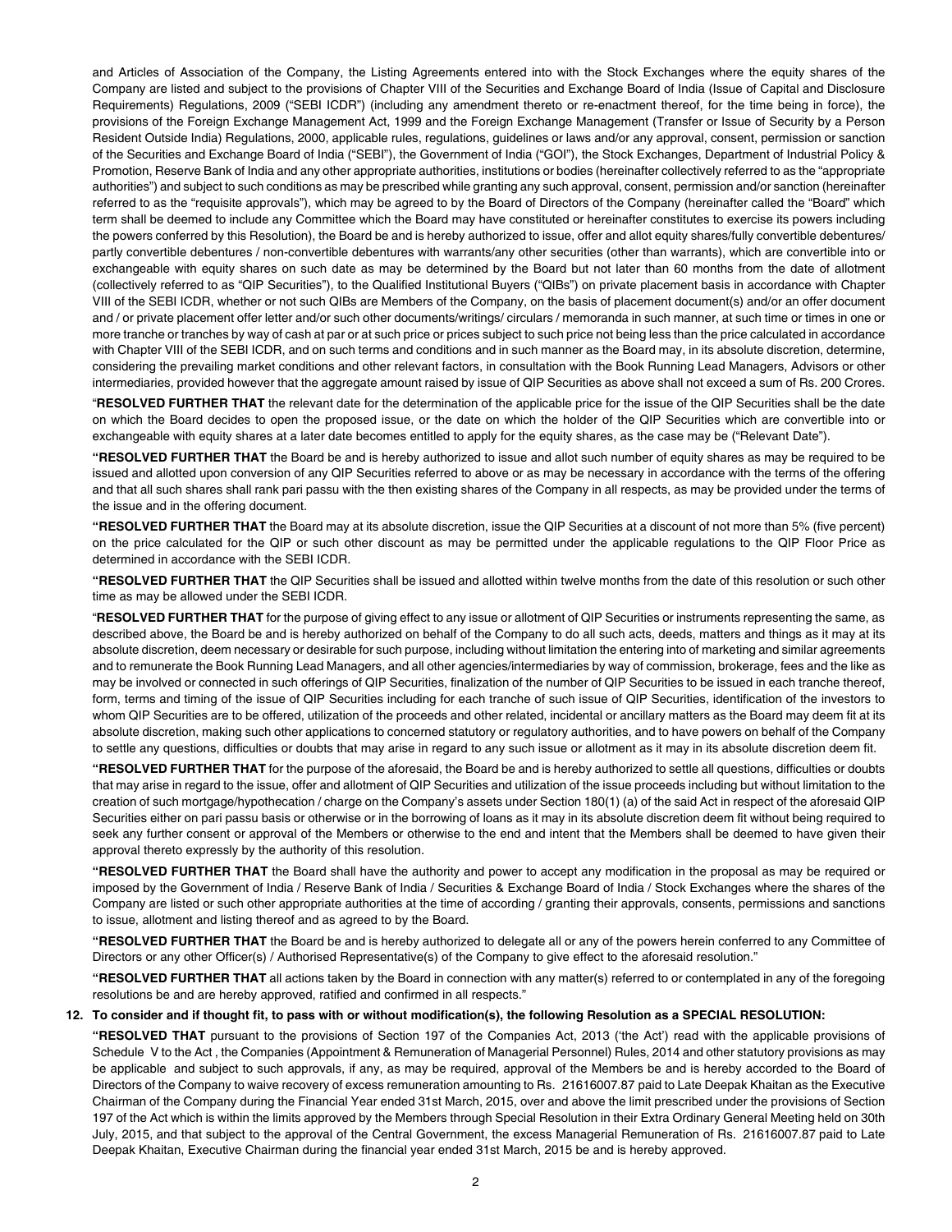and Articles of Association of the Company, the Listing Agreements entered into with the Stock Exchanges where the equity shares of the Company are listed and subject to the provisions of Chapter VIII of the Securities and Exchange Board of India (Issue of Capital and Disclosure Requirements) Regulations, 2009 ("SEBI ICDR") (including any amendment thereto or re-enactment thereof, for the time being in force), the provisions of the Foreign Exchange Management Act, 1999 and the Foreign Exchange Management (Transfer or Issue of Security by a Person Resident Outside India) Regulations, 2000, applicable rules, regulations, guidelines or laws and/or any approval, consent, permission or sanction of the Securities and Exchange Board of India ("SEBI"), the Government of India ("GOI"), the Stock Exchanges, Department of Industrial Policy & Promotion, Reserve Bank of India and any other appropriate authorities, institutions or bodies (hereinafter collectively referred to as the "appropriate authorities") and subject to such conditions as may be prescribed while granting any such approval, consent, permission and/or sanction (hereinafter referred to as the "requisite approvals"), which may be agreed to by the Board of Directors of the Company (hereinafter called the "Board" which term shall be deemed to include any Committee which the Board may have constituted or hereinafter constitutes to exercise its powers including the powers conferred by this Resolution), the Board be and is hereby authorized to issue, offer and allot equity shares/fully convertible debentures/ partly convertible debentures / non-convertible debentures with warrants/any other securities (other than warrants), which are convertible into or exchangeable with equity shares on such date as may be determined by the Board but not later than 60 months from the date of allotment (collectively referred to as "QIP Securities"), to the Qualified Institutional Buyers ("QIBs") on private placement basis in accordance with Chapter VIII of the SEBI ICDR, whether or not such QIBs are Members of the Company, on the basis of placement document(s) and/or an offer document and / or private placement offer letter and/or such other documents/writings/ circulars / memoranda in such manner, at such time or times in one or more tranche or tranches by way of cash at par or at such price or prices subject to such price not being less than the price calculated in accordance with Chapter VIII of the SEBI ICDR, and on such terms and conditions and in such manner as the Board may, in its absolute discretion, determine, considering the prevailing market conditions and other relevant factors, in consultation with the Book Running Lead Managers, Advisors or other intermediaries, provided however that the aggregate amount raised by issue of QIP Securities as above shall not exceed a sum of Rs. 200 Crores.

"**RESOLVED FURTHER THAT** the relevant date for the determination of the applicable price for the issue of the QIP Securities shall be the date on which the Board decides to open the proposed issue, or the date on which the holder of the QIP Securities which are convertible into or exchangeable with equity shares at a later date becomes entitled to apply for the equity shares, as the case may be ("Relevant Date").

"**RESOLVED FURTHER THAT** the Board be and is hereby authorized to issue and allot such number of equity shares as may be required to be issued and allotted upon conversion of any QIP Securities referred to above or as may be necessary in accordance with the terms of the offering and that all such shares shall rank pari passu with the then existing shares of the Company in all respects, as may be provided under the terms of the issue and in the offering document.

"**RESOLVED FURTHER THAT** the Board may at its absolute discretion, issue the QIP Securities at a discount of not more than 5% (five percent) on the price calculated for the QIP or such other discount as may be permitted under the applicable regulations to the QIP Floor Price as determined in accordance with the SEBI ICDR.

"**RESOLVED FURTHER THAT** the QIP Securities shall be issued and allotted within twelve months from the date of this resolution or such other time as may be allowed under the SEBI ICDR.

"**RESOLVED FURTHER THAT** for the purpose of giving effect to any issue or allotment of QIP Securities or instruments representing the same, as described above, the Board be and is hereby authorized on behalf of the Company to do all such acts, deeds, matters and things as it may at its absolute discretion, deem necessary or desirable for such purpose, including without limitation the entering into of marketing and similar agreements and to remunerate the Book Running Lead Managers, and all other agencies/intermediaries by way of commission, brokerage, fees and the like as may be involved or connected in such offerings of QIP Securities, finalization of the number of QIP Securities to be issued in each tranche thereof, form, terms and timing of the issue of QIP Securities including for each tranche of such issue of QIP Securities, identification of the investors to whom QIP Securities are to be offered, utilization of the proceeds and other related, incidental or ancillary matters as the Board may deem fit at its absolute discretion, making such other applications to concerned statutory or regulatory authorities, and to have powers on behalf of the Company to settle any questions, difficulties or doubts that may arise in regard to any such issue or allotment as it may in its absolute discretion deem fit.

"**RESOLVED FURTHER THAT** for the purpose of the aforesaid, the Board be and is hereby authorized to settle all questions, difficulties or doubts that may arise in regard to the issue, offer and allotment of QIP Securities and utilization of the issue proceeds including but without limitation to the creation of such mortgage/hypothecation / charge on the Company's assets under Section 180(1) (a) of the said Act in respect of the aforesaid QIP Securities either on pari passu basis or otherwise or in the borrowing of loans as it may in its absolute discretion deem fit without being required to seek any further consent or approval of the Members or otherwise to the end and intent that the Members shall be deemed to have given their approval thereto expressly by the authority of this resolution.

"**RESOLVED FURTHER THAT** the Board shall have the authority and power to accept any modification in the proposal as may be required or imposed by the Government of India / Reserve Bank of India / Securities & Exchange Board of India / Stock Exchanges where the shares of the Company are listed or such other appropriate authorities at the time of according / granting their approvals, consents, permissions and sanctions to issue, allotment and listing thereof and as agreed to by the Board.

"**RESOLVED FURTHER THAT** the Board be and is hereby authorized to delegate all or any of the powers herein conferred to any Committee of Directors or any other Officer(s) / Authorised Representative(s) of the Company to give effect to the aforesaid resolution."

"**RESOLVED FURTHER THAT** all actions taken by the Board in connection with any matter(s) referred to or contemplated in any of the foregoing resolutions be and are hereby approved, ratified and confirmed in all respects."

**12. To consider and if thought fit, to pass with or without modification(s), the following Resolution as a SPECIAL RESOLUTION:**

"**RESOLVED THAT** pursuant to the provisions of Section 197 of the Companies Act, 2013 ('the Act') read with the applicable provisions of Schedule V to the Act , the Companies (Appointment & Remuneration of Managerial Personnel) Rules, 2014 and other statutory provisions as may be applicable and subject to such approvals, if any, as may be required, approval of the Members be and is hereby accorded to the Board of Directors of the Company to waive recovery of excess remuneration amounting to Rs. 21616007.87 paid to Late Deepak Khaitan as the Executive Chairman of the Company during the Financial Year ended 31st March, 2015, over and above the limit prescribed under the provisions of Section 197 of the Act which is within the limits approved by the Members through Special Resolution in their Extra Ordinary General Meeting held on 30th July, 2015, and that subject to the approval of the Central Government, the excess Managerial Remuneration of Rs. 21616007.87 paid to Late Deepak Khaitan, Executive Chairman during the financial year ended 31st March, 2015 be and is hereby approved.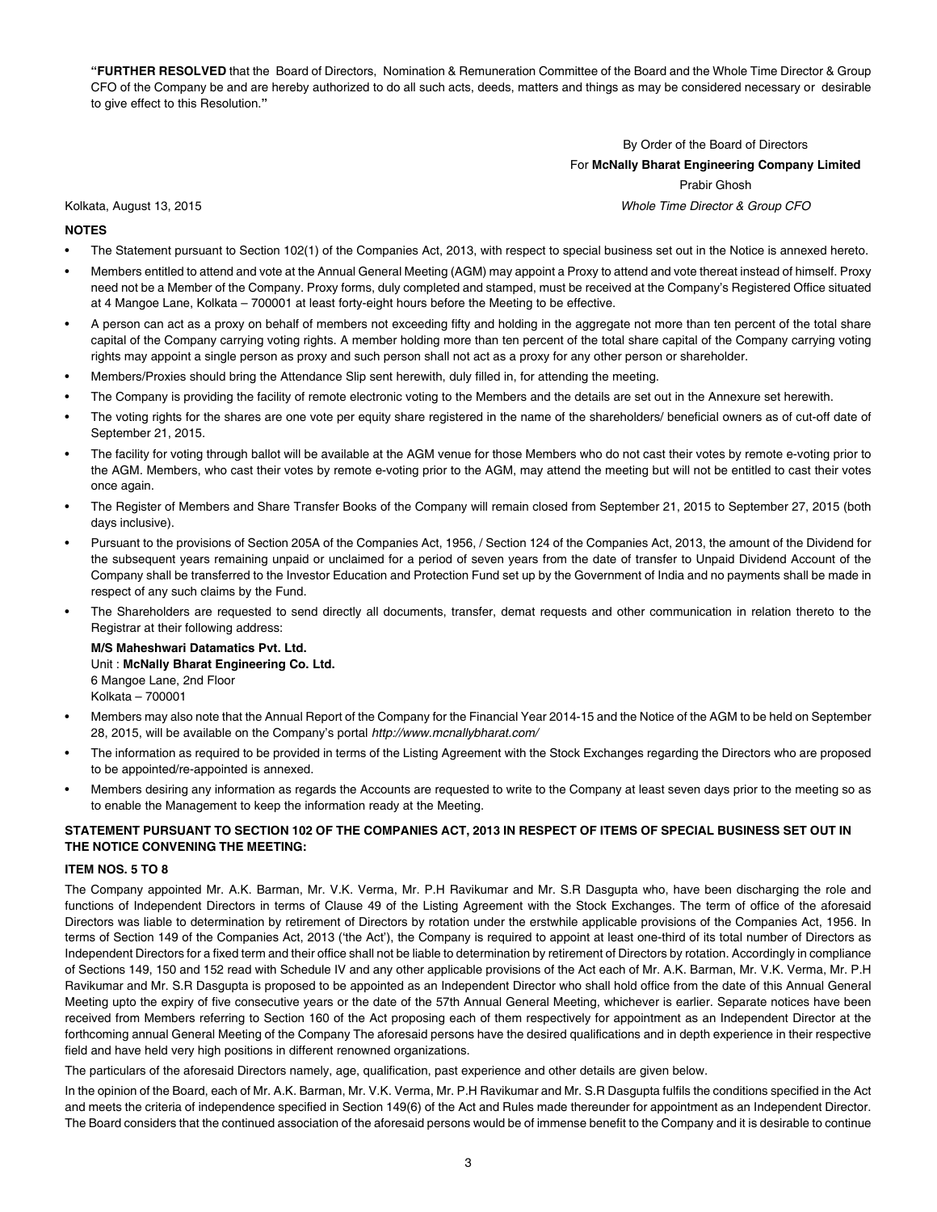"**FURTHER RESOLVED** that the Board of Directors, Nomination & Remuneration Committee of the Board and the Whole Time Director & Group CFO of the Company be and are hereby authorized to do all such acts, deeds, matters and things as may be considered necessary or desirable to give effect to this Resolution."

By Order of the Board of Directors
For **McNally Bharat Engineering Company Limited**
Prabir Ghosh
*Whole Time Director & Group CFO*

Kolkata, August 13, 2015

## NOTES

- The Statement pursuant to Section 102(1) of the Companies Act, 2013, with respect to special business set out in the Notice is annexed hereto.
- Members entitled to attend and vote at the Annual General Meeting (AGM) may appoint a Proxy to attend and vote thereat instead of himself. Proxy need not be a Member of the Company. Proxy forms, duly completed and stamped, must be received at the Company's Registered Office situated at 4 Mangoe Lane, Kolkata – 700001 at least forty-eight hours before the Meeting to be effective.
- A person can act as a proxy on behalf of members not exceeding fifty and holding in the aggregate not more than ten percent of the total share capital of the Company carrying voting rights. A member holding more than ten percent of the total share capital of the Company carrying voting rights may appoint a single person as proxy and such person shall not act as a proxy for any other person or shareholder.
- Members/Proxies should bring the Attendance Slip sent herewith, duly filled in, for attending the meeting.
- The Company is providing the facility of remote electronic voting to the Members and the details are set out in the Annexure set herewith.
- The voting rights for the shares are one vote per equity share registered in the name of the shareholders/ beneficial owners as of cut-off date of September 21, 2015.
- The facility for voting through ballot will be available at the AGM venue for those Members who do not cast their votes by remote e-voting prior to the AGM. Members, who cast their votes by remote e-voting prior to the AGM, may attend the meeting but will not be entitled to cast their votes once again.
- The Register of Members and Share Transfer Books of the Company will remain closed from September 21, 2015 to September 27, 2015 (both days inclusive).
- Pursuant to the provisions of Section 205A of the Companies Act, 1956, / Section 124 of the Companies Act, 2013, the amount of the Dividend for the subsequent years remaining unpaid or unclaimed for a period of seven years from the date of transfer to Unpaid Dividend Account of the Company shall be transferred to the Investor Education and Protection Fund set up by the Government of India and no payments shall be made in respect of any such claims by the Fund.
- The Shareholders are requested to send directly all documents, transfer, demat requests and other communication in relation thereto to the Registrar at their following address:

  **M/S Maheshwari Datamatics Pvt. Ltd.**
  Unit : **McNally Bharat Engineering Co. Ltd.**
  6 Mangoe Lane, 2nd Floor
  Kolkata – 700001
- Members may also note that the Annual Report of the Company for the Financial Year 2014-15 and the Notice of the AGM to be held on September 28, 2015, will be available on the Company's portal *http://www.mcnallybharat.com/*
- The information as required to be provided in terms of the Listing Agreement with the Stock Exchanges regarding the Directors who are proposed to be appointed/re-appointed is annexed.
- Members desiring any information as regards the Accounts are requested to write to the Company at least seven days prior to the meeting so as to enable the Management to keep the information ready at the Meeting.

## STATEMENT PURSUANT TO SECTION 102 OF THE COMPANIES ACT, 2013 IN RESPECT OF ITEMS OF SPECIAL BUSINESS SET OUT IN THE NOTICE CONVENING THE MEETING:

### ITEM NOS. 5 TO 8

The Company appointed Mr. A.K. Barman, Mr. V.K. Verma, Mr. P.H Ravikumar and Mr. S.R Dasgupta who, have been discharging the role and functions of Independent Directors in terms of Clause 49 of the Listing Agreement with the Stock Exchanges. The term of office of the aforesaid Directors was liable to determination by retirement of Directors by rotation under the erstwhile applicable provisions of the Companies Act, 1956. In terms of Section 149 of the Companies Act, 2013 ('the Act'), the Company is required to appoint at least one-third of its total number of Directors as Independent Directors for a fixed term and their office shall not be liable to determination by retirement of Directors by rotation. Accordingly in compliance of Sections 149, 150 and 152 read with Schedule IV and any other applicable provisions of the Act each of Mr. A.K. Barman, Mr. V.K. Verma, Mr. P.H Ravikumar and Mr. S.R Dasgupta is proposed to be appointed as an Independent Director who shall hold office from the date of this Annual General Meeting upto the expiry of five consecutive years or the date of the 57th Annual General Meeting, whichever is earlier. Separate notices have been received from Members referring to Section 160 of the Act proposing each of them respectively for appointment as an Independent Director at the forthcoming annual General Meeting of the Company The aforesaid persons have the desired qualifications and in depth experience in their respective field and have held very high positions in different renowned organizations.

The particulars of the aforesaid Directors namely, age, qualification, past experience and other details are given below.

In the opinion of the Board, each of Mr. A.K. Barman, Mr. V.K. Verma, Mr. P.H Ravikumar and Mr. S.R Dasgupta fulfils the conditions specified in the Act and meets the criteria of independence specified in Section 149(6) of the Act and Rules made thereunder for appointment as an Independent Director. The Board considers that the continued association of the aforesaid persons would be of immense benefit to the Company and it is desirable to continue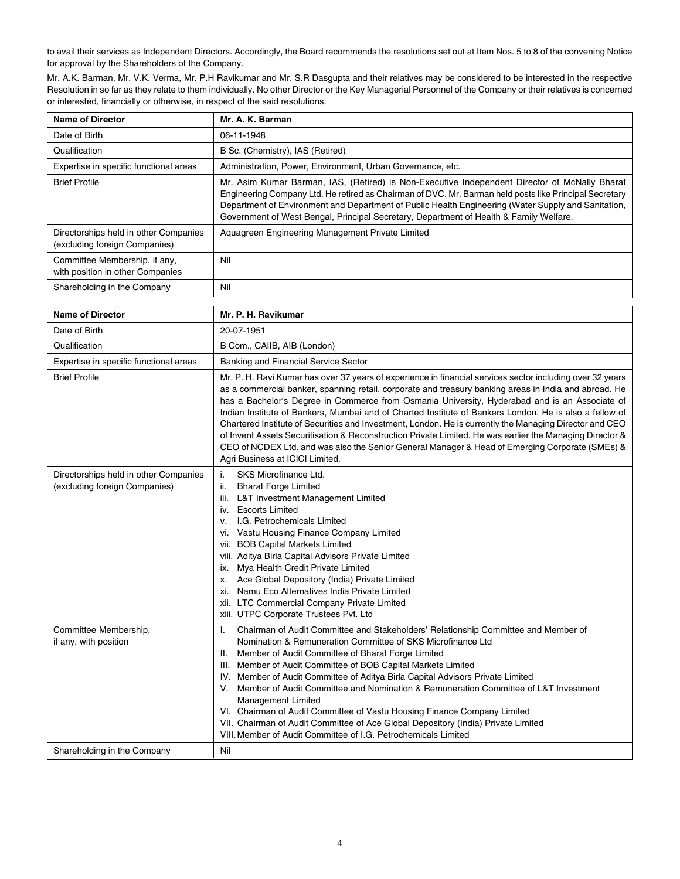to avail their services as Independent Directors. Accordingly, the Board recommends the resolutions set out at Item Nos. 5 to 8 of the convening Notice for approval by the Shareholders of the Company.

Mr. A.K. Barman, Mr. V.K. Verma, Mr. P.H Ravikumar and Mr. S.R Dasgupta and their relatives may be considered to be interested in the respective Resolution in so far as they relate to them individually. No other Director or the Key Managerial Personnel of the Company or their relatives is concerned or interested, financially or otherwise, in respect of the said resolutions.

| Name of Director | Mr. A. K. Barman |
|---|---|
| Date of Birth | 06-11-1948 |
| Qualification | B Sc. (Chemistry), IAS (Retired) |
| Expertise in specific functional areas | Administration, Power, Environment, Urban Governance, etc. |
| Brief Profile | Mr. Asim Kumar Barman, IAS, (Retired) is Non-Executive Independent Director of McNally Bharat Engineering Company Ltd. He retired as Chairman of DVC. Mr. Barman held posts like Principal Secretary Department of Environment and Department of Public Health Engineering (Water Supply and Sanitation, Government of West Bengal, Principal Secretary, Department of Health & Family Welfare. |
| Directorships held in other Companies (excluding foreign Companies) | Aquagreen Engineering Management Private Limited |
| Committee Membership, if any, with position in other Companies | Nil |
| Shareholding in the Company | Nil |

| Name of Director | Mr. P. H. Ravikumar |
|---|---|
| Date of Birth | 20-07-1951 |
| Qualification | B Com., CAIIB, AIB (London) |
| Expertise in specific functional areas | Banking and Financial Service Sector |
| Brief Profile | Mr. P. H. Ravi Kumar has over 37 years of experience in financial services sector including over 32 years as a commercial banker, spanning retail, corporate and treasury banking areas in India and abroad. He has a Bachelor's Degree in Commerce from Osmania University, Hyderabad and is an Associate of Indian Institute of Bankers, Mumbai and of Charted Institute of Bankers London. He is also a fellow of Chartered Institute of Securities and Investment, London. He is currently the Managing Director and CEO of Invent Assets Securitisation & Reconstruction Private Limited. He was earlier the Managing Director & CEO of NCDEX Ltd. and was also the Senior General Manager & Head of Emerging Corporate (SMEs) & Agri Business at ICICI Limited. |
| Directorships held in other Companies (excluding foreign Companies) | i. SKS Microfinance Ltd.<br>ii. Bharat Forge Limited<br>iii. L&T Investment Management Limited<br>iv. Escorts Limited<br>v. I.G. Petrochemicals Limited<br>vi. Vastu Housing Finance Company Limited<br>vii. BOB Capital Markets Limited<br>viii. Aditya Birla Capital Advisors Private Limited<br>ix. Mya Health Credit Private Limited<br>x. Ace Global Depository (India) Private Limited<br>xi. Namu Eco Alternatives India Private Limited<br>xii. LTC Commercial Company Private Limited<br>xiii. UTPC Corporate Trustees Pvt. Ltd |
| Committee Membership, if any, with position | I. Chairman of Audit Committee and Stakeholders' Relationship Committee and Member of Nomination & Remuneration Committee of SKS Microfinance Ltd<br>II. Member of Audit Committee of Bharat Forge Limited<br>III. Member of Audit Committee of BOB Capital Markets Limited<br>IV. Member of Audit Committee of Aditya Birla Capital Advisors Private Limited<br>V. Member of Audit Committee and Nomination & Remuneration Committee of L&T Investment Management Limited<br>VI. Chairman of Audit Committee of Vastu Housing Finance Company Limited<br>VII. Chairman of Audit Committee of Ace Global Depository (India) Private Limited<br>VIII. Member of Audit Committee of I.G. Petrochemicals Limited |
| Shareholding in the Company | Nil |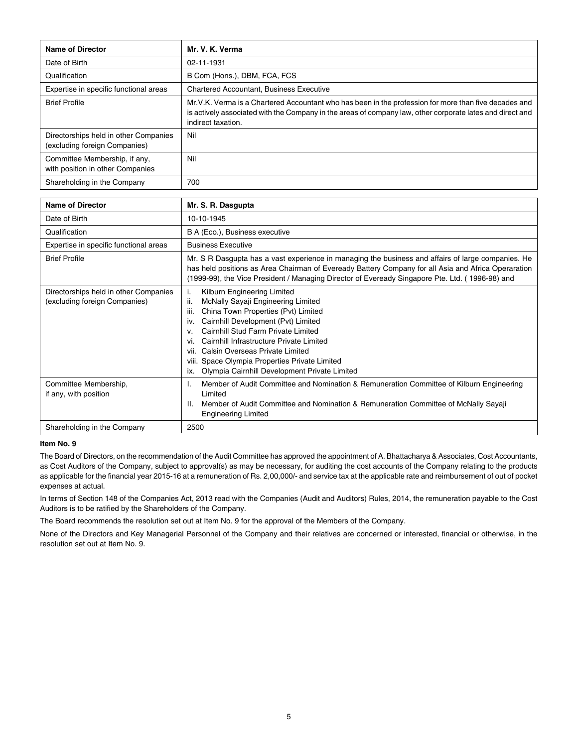| Name of Director | Mr. V. K. Verma |
|---|---|
| Date of Birth | 02-11-1931 |
| Qualification | B Com (Hons.), DBM, FCA, FCS |
| Expertise in specific functional areas | Chartered Accountant, Business Executive |
| Brief Profile | Mr.V.K. Verma is a Chartered Accountant who has been in the profession for more than five decades and is actively associated with the Company in the areas of company law, other corporate lates and direct and indirect taxation. |
| Directorships held in other Companies (excluding foreign Companies) | Nil |
| Committee Membership, if any, with position in other Companies | Nil |
| Shareholding in the Company | 700 |

| Name of Director | Mr. S. R. Dasgupta |
|---|---|
| Date of Birth | 10-10-1945 |
| Qualification | B A (Eco.), Business executive |
| Expertise in specific functional areas | Business Executive |
| Brief Profile | Mr. S R Dasgupta has a vast experience in managing the business and affairs of large companies. He has held positions as Area Chairman of Eveready Battery Company for all Asia and Africa Operaration (1999-99), the Vice President / Managing Director of Eveready Singapore Pte. Ltd. ( 1996-98) and |
| Directorships held in other Companies (excluding foreign Companies) | i. Kilburn Engineering Limited<br>ii. McNally Sayaji Engineering Limited<br>iii. China Town Properties (Pvt) Limited<br>iv. Cairnhill Development (Pvt) Limited<br>v. Cairnhill Stud Farm Private Limited<br>vi. Cairnhill Infrastructure Private Limited<br>vii. Calsin Overseas Private Limited<br>viii. Space Olympia Properties Private Limited<br>ix. Olympia Cairnhill Development Private Limited |
| Committee Membership, if any, with position | I. Member of Audit Committee and Nomination & Remuneration Committee of Kilburn Engineering Limited<br>II. Member of Audit Committee and Nomination & Remuneration Committee of McNally Sayaji Engineering Limited |
| Shareholding in the Company | 2500 |

**Item No. 9**

The Board of Directors, on the recommendation of the Audit Committee has approved the appointment of A. Bhattacharya & Associates, Cost Accountants, as Cost Auditors of the Company, subject to approval(s) as may be necessary, for auditing the cost accounts of the Company relating to the products as applicable for the financial year 2015-16 at a remuneration of Rs. 2,00,000/- and service tax at the applicable rate and reimbursement of out of pocket expenses at actual.

In terms of Section 148 of the Companies Act, 2013 read with the Companies (Audit and Auditors) Rules, 2014, the remuneration payable to the Cost Auditors is to be ratified by the Shareholders of the Company.

The Board recommends the resolution set out at Item No. 9 for the approval of the Members of the Company.

None of the Directors and Key Managerial Personnel of the Company and their relatives are concerned or interested, financial or otherwise, in the resolution set out at Item No. 9.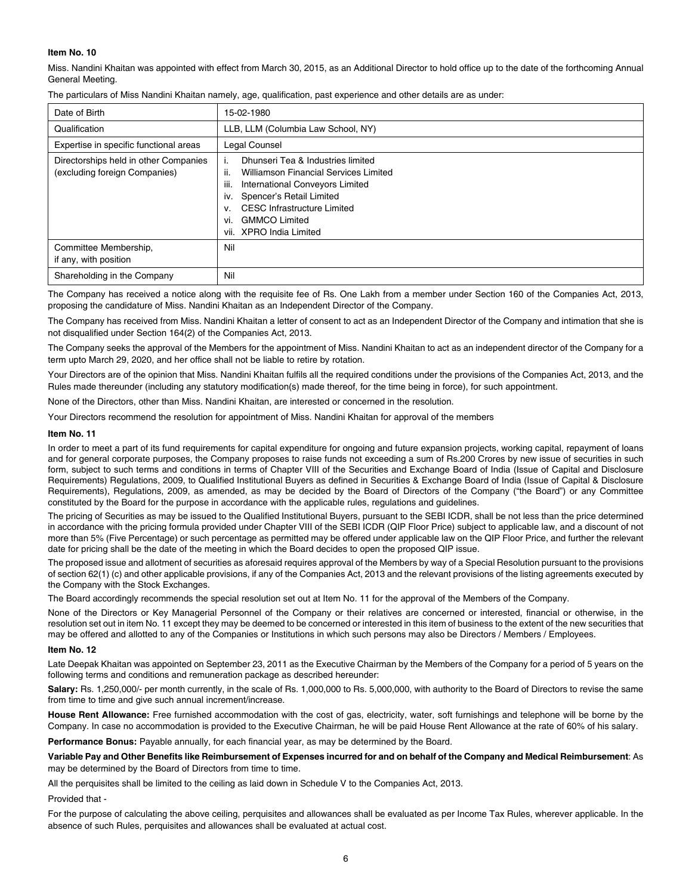**Item No. 10**

Miss. Nandini Khaitan was appointed with effect from March 30, 2015, as an Additional Director to hold office up to the date of the forthcoming Annual General Meeting.

The particulars of Miss Nandini Khaitan namely, age, qualification, past experience and other details are as under:

| Date of Birth | 15-02-1980 |
|---|---|
| Qualification | LLB, LLM (Columbia Law School, NY) |
| Expertise in specific functional areas | Legal Counsel |
| Directorships held in other Companies (excluding foreign Companies) | i. Dhunseri Tea & Industries limited<br>ii. Williamson Financial Services Limited<br>iii. International Conveyors Limited<br>iv. Spencer's Retail Limited<br>v. CESC Infrastructure Limited<br>vi. GMMCO Limited<br>vii. XPRO India Limited |
| Committee Membership, if any, with position | Nil |
| Shareholding in the Company | Nil |

The Company has received a notice along with the requisite fee of Rs. One Lakh from a member under Section 160 of the Companies Act, 2013, proposing the candidature of Miss. Nandini Khaitan as an Independent Director of the Company.

The Company has received from Miss. Nandini Khaitan a letter of consent to act as an Independent Director of the Company and intimation that she is not disqualified under Section 164(2) of the Companies Act, 2013.

The Company seeks the approval of the Members for the appointment of Miss. Nandini Khaitan to act as an independent director of the Company for a term upto March 29, 2020, and her office shall not be liable to retire by rotation.

Your Directors are of the opinion that Miss. Nandini Khaitan fulfils all the required conditions under the provisions of the Companies Act, 2013, and the Rules made thereunder (including any statutory modification(s) made thereof, for the time being in force), for such appointment.

None of the Directors, other than Miss. Nandini Khaitan, are interested or concerned in the resolution.

Your Directors recommend the resolution for appointment of Miss. Nandini Khaitan for approval of the members

**Item No. 11**

In order to meet a part of its fund requirements for capital expenditure for ongoing and future expansion projects, working capital, repayment of loans and for general corporate purposes, the Company proposes to raise funds not exceeding a sum of Rs.200 Crores by new issue of securities in such form, subject to such terms and conditions in terms of Chapter VIII of the Securities and Exchange Board of India (Issue of Capital and Disclosure Requirements) Regulations, 2009, to Qualified Institutional Buyers as defined in Securities & Exchange Board of India (Issue of Capital & Disclosure Requirements), Regulations, 2009, as amended, as may be decided by the Board of Directors of the Company ("the Board") or any Committee constituted by the Board for the purpose in accordance with the applicable rules, regulations and guidelines.

The pricing of Securities as may be issued to the Qualified Institutional Buyers, pursuant to the SEBI ICDR, shall be not less than the price determined in accordance with the pricing formula provided under Chapter VIII of the SEBI ICDR (QIP Floor Price) subject to applicable law, and a discount of not more than 5% (Five Percentage) or such percentage as permitted may be offered under applicable law on the QIP Floor Price, and further the relevant date for pricing shall be the date of the meeting in which the Board decides to open the proposed QIP issue.

The proposed issue and allotment of securities as aforesaid requires approval of the Members by way of a Special Resolution pursuant to the provisions of section 62(1) (c) and other applicable provisions, if any of the Companies Act, 2013 and the relevant provisions of the listing agreements executed by the Company with the Stock Exchanges.

The Board accordingly recommends the special resolution set out at Item No. 11 for the approval of the Members of the Company.

None of the Directors or Key Managerial Personnel of the Company or their relatives are concerned or interested, financial or otherwise, in the resolution set out in item No. 11 except they may be deemed to be concerned or interested in this item of business to the extent of the new securities that may be offered and allotted to any of the Companies or Institutions in which such persons may also be Directors / Members / Employees.

**Item No. 12**

Late Deepak Khaitan was appointed on September 23, 2011 as the Executive Chairman by the Members of the Company for a period of 5 years on the following terms and conditions and remuneration package as described hereunder:

**Salary:** Rs. 1,250,000/- per month currently, in the scale of Rs. 1,000,000 to Rs. 5,000,000, with authority to the Board of Directors to revise the same from time to time and give such annual increment/increase.

**House Rent Allowance:** Free furnished accommodation with the cost of gas, electricity, water, soft furnishings and telephone will be borne by the Company. In case no accommodation is provided to the Executive Chairman, he will be paid House Rent Allowance at the rate of 60% of his salary.

**Performance Bonus:** Payable annually, for each financial year, as may be determined by the Board.

**Variable Pay and Other Benefits like Reimbursement of Expenses incurred for and on behalf of the Company and Medical Reimbursement**: As may be determined by the Board of Directors from time to time.

All the perquisites shall be limited to the ceiling as laid down in Schedule V to the Companies Act, 2013.

Provided that -

For the purpose of calculating the above ceiling, perquisites and allowances shall be evaluated as per Income Tax Rules, wherever applicable. In the absence of such Rules, perquisites and allowances shall be evaluated at actual cost.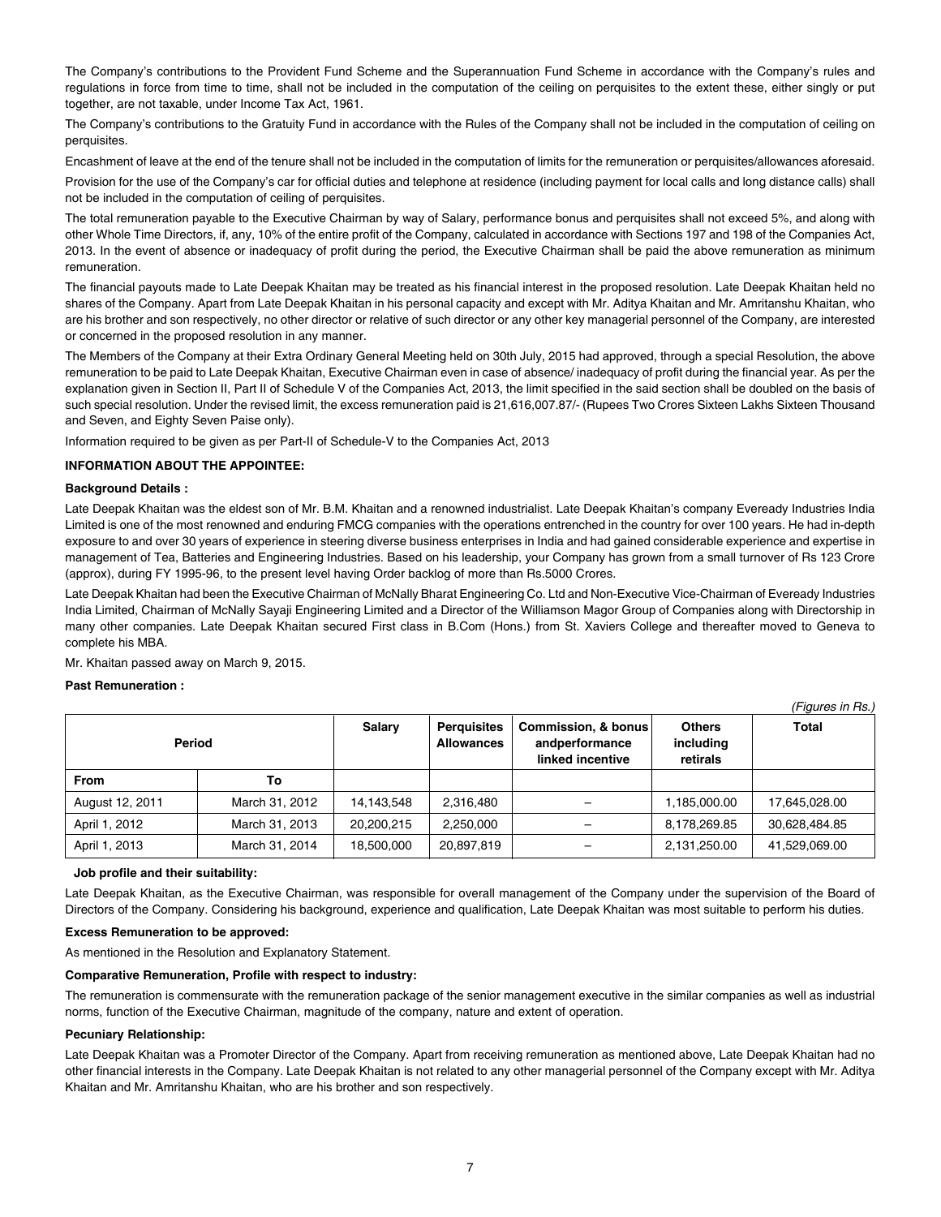The Company's contributions to the Provident Fund Scheme and the Superannuation Fund Scheme in accordance with the Company's rules and regulations in force from time to time, shall not be included in the computation of the ceiling on perquisites to the extent these, either singly or put together, are not taxable, under Income Tax Act, 1961.

The Company's contributions to the Gratuity Fund in accordance with the Rules of the Company shall not be included in the computation of ceiling on perquisites.

Encashment of leave at the end of the tenure shall not be included in the computation of limits for the remuneration or perquisites/allowances aforesaid.

Provision for the use of the Company's car for official duties and telephone at residence (including payment for local calls and long distance calls) shall not be included in the computation of ceiling of perquisites.

The total remuneration payable to the Executive Chairman by way of Salary, performance bonus and perquisites shall not exceed 5%, and along with other Whole Time Directors, if, any, 10% of the entire profit of the Company, calculated in accordance with Sections 197 and 198 of the Companies Act, 2013. In the event of absence or inadequacy of profit during the period, the Executive Chairman shall be paid the above remuneration as minimum remuneration.

The financial payouts made to Late Deepak Khaitan may be treated as his financial interest in the proposed resolution. Late Deepak Khaitan held no shares of the Company. Apart from Late Deepak Khaitan in his personal capacity and except with Mr. Aditya Khaitan and Mr. Amritanshu Khaitan, who are his brother and son respectively, no other director or relative of such director or any other key managerial personnel of the Company, are interested or concerned in the proposed resolution in any manner.

The Members of the Company at their Extra Ordinary General Meeting held on 30th July, 2015 had approved, through a special Resolution, the above remuneration to be paid to Late Deepak Khaitan, Executive Chairman even in case of absence/ inadequacy of profit during the financial year. As per the explanation given in Section II, Part II of Schedule V of the Companies Act, 2013, the limit specified in the said section shall be doubled on the basis of such special resolution. Under the revised limit, the excess remuneration paid is 21,616,007.87/- (Rupees Two Crores Sixteen Lakhs Sixteen Thousand and Seven, and Eighty Seven Paise only).

Information required to be given as per Part-II of Schedule-V to the Companies Act, 2013

**INFORMATION ABOUT THE APPOINTEE:**

**Background Details :**

Late Deepak Khaitan was the eldest son of Mr. B.M. Khaitan and a renowned industrialist. Late Deepak Khaitan's company Eveready Industries India Limited is one of the most renowned and enduring FMCG companies with the operations entrenched in the country for over 100 years. He had in-depth exposure to and over 30 years of experience in steering diverse business enterprises in India and had gained considerable experience and expertise in management of Tea, Batteries and Engineering Industries. Based on his leadership, your Company has grown from a small turnover of Rs 123 Crore (approx), during FY 1995-96, to the present level having Order backlog of more than Rs.5000 Crores.

Late Deepak Khaitan had been the Executive Chairman of McNally Bharat Engineering Co. Ltd and Non-Executive Vice-Chairman of Eveready Industries India Limited, Chairman of McNally Sayaji Engineering Limited and a Director of the Williamson Magor Group of Companies along with Directorship in many other companies. Late Deepak Khaitan secured First class in B.Com (Hons.) from St. Xaviers College and thereafter moved to Geneva to complete his MBA.

Mr. Khaitan passed away on March 9, 2015.

**Past Remuneration :**

*(Figures in Rs.)*

| Period | | Salary | Perquisites Allowances | Commission, & bonus andperformance linked incentive | Others including retirals | Total |
|---|---|---|---|---|---|---|
| From | To | | | | | |
| August 12, 2011 | March 31, 2012 | 14,143,548 | 2,316,480 | – | 1,185,000.00 | 17,645,028.00 |
| April 1, 2012 | March 31, 2013 | 20,200,215 | 2,250,000 | – | 8,178,269.85 | 30,628,484.85 |
| April 1, 2013 | March 31, 2014 | 18,500,000 | 20,897,819 | – | 2,131,250.00 | 41,529,069.00 |

**Job profile and their suitability:**

Late Deepak Khaitan, as the Executive Chairman, was responsible for overall management of the Company under the supervision of the Board of Directors of the Company. Considering his background, experience and qualification, Late Deepak Khaitan was most suitable to perform his duties.

**Excess Remuneration to be approved:**

As mentioned in the Resolution and Explanatory Statement.

**Comparative Remuneration, Profile with respect to industry:**

The remuneration is commensurate with the remuneration package of the senior management executive in the similar companies as well as industrial norms, function of the Executive Chairman, magnitude of the company, nature and extent of operation.

**Pecuniary Relationship:**

Late Deepak Khaitan was a Promoter Director of the Company. Apart from receiving remuneration as mentioned above, Late Deepak Khaitan had no other financial interests in the Company. Late Deepak Khaitan is not related to any other managerial personnel of the Company except with Mr. Aditya Khaitan and Mr. Amritanshu Khaitan, who are his brother and son respectively.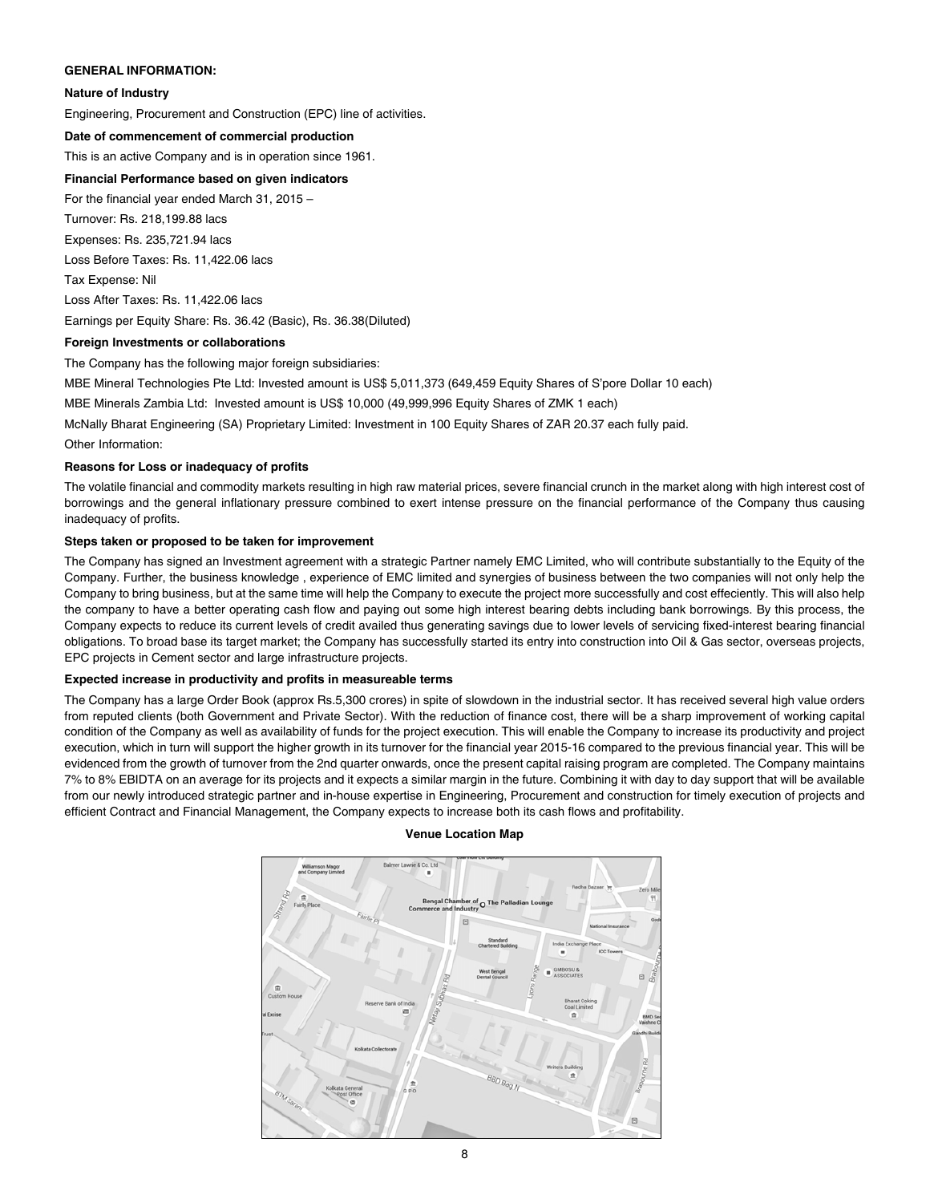**GENERAL INFORMATION:**

**Nature of Industry**

Engineering, Procurement and Construction (EPC) line of activities.

**Date of commencement of commercial production**

This is an active Company and is in operation since 1961.

**Financial Performance based on given indicators**

For the financial year ended March 31, 2015 –

Turnover: Rs. 218,199.88 lacs

Expenses: Rs. 235,721.94 lacs

Loss Before Taxes: Rs. 11,422.06 lacs

Tax Expense: Nil

Loss After Taxes: Rs. 11,422.06 lacs

Earnings per Equity Share: Rs. 36.42 (Basic), Rs. 36.38(Diluted)

**Foreign Investments or collaborations**

The Company has the following major foreign subsidiaries:

MBE Mineral Technologies Pte Ltd: Invested amount is US$ 5,011,373 (649,459 Equity Shares of S'pore Dollar 10 each)

MBE Minerals Zambia Ltd: Invested amount is US$ 10,000 (49,999,996 Equity Shares of ZMK 1 each)

McNally Bharat Engineering (SA) Proprietary Limited: Investment in 100 Equity Shares of ZAR 20.37 each fully paid.

Other Information:

**Reasons for Loss or inadequacy of profits**

The volatile financial and commodity markets resulting in high raw material prices, severe financial crunch in the market along with high interest cost of borrowings and the general inflationary pressure combined to exert intense pressure on the financial performance of the Company thus causing inadequacy of profits.

**Steps taken or proposed to be taken for improvement**

The Company has signed an Investment agreement with a strategic Partner namely EMC Limited, who will contribute substantially to the Equity of the Company. Further, the business knowledge , experience of EMC limited and synergies of business between the two companies will not only help the Company to bring business, but at the same time will help the Company to execute the project more successfully and cost effeciently. This will also help the company to have a better operating cash flow and paying out some high interest bearing debts including bank borrowings. By this process, the Company expects to reduce its current levels of credit availed thus generating savings due to lower levels of servicing fixed-interest bearing financial obligations. To broad base its target market; the Company has successfully started its entry into construction into Oil & Gas sector, overseas projects, EPC projects in Cement sector and large infrastructure projects.

**Expected increase in productivity and profits in measureable terms**

The Company has a large Order Book (approx Rs.5,300 crores) in spite of slowdown in the industrial sector. It has received several high value orders from reputed clients (both Government and Private Sector). With the reduction of finance cost, there will be a sharp improvement of working capital condition of the Company as well as availability of funds for the project execution. This will enable the Company to increase its productivity and project execution, which in turn will support the higher growth in its turnover for the financial year 2015-16 compared to the previous financial year. This will be evidenced from the growth of turnover from the 2nd quarter onwards, once the present capital raising program are completed. The Company maintains 7% to 8% EBIDTA on an average for its projects and it expects a similar margin in the future. Combining it with day to day support that will be available from our newly introduced strategic partner and in-house expertise in Engineering, Procurement and construction for timely execution of projects and efficient Contract and Financial Management, the Company expects to increase both its cash flows and profitability.

**Venue Location Map**